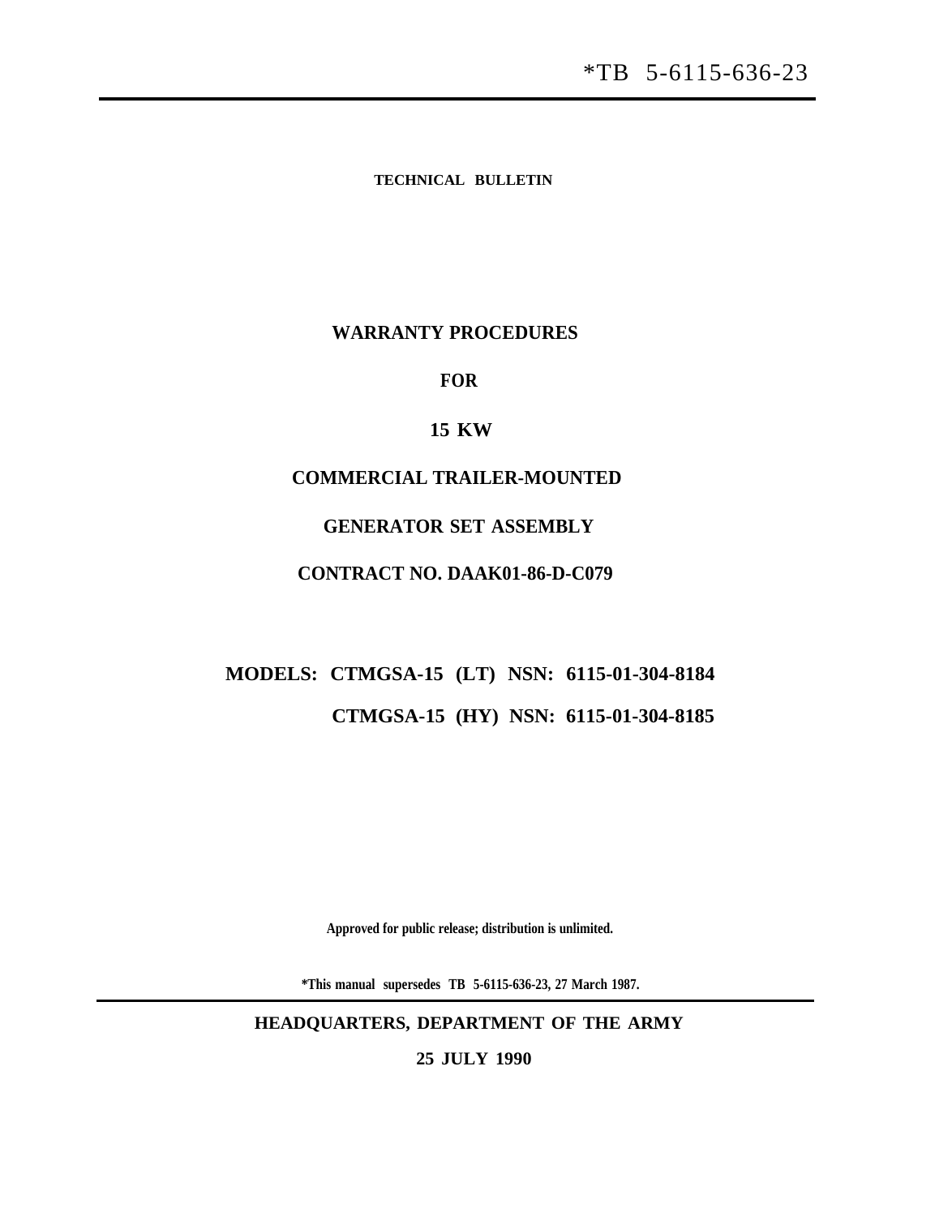*TB 5-6115-636-23

**TECHNICAL BULLETIN**

# WARRANTY PROCEDURES

# FOR

# 15 KW

# COMMERCIAL TRAILER-MOUNTED

# GENERATOR SET ASSEMBLY

# CONTRACT NO. DAAK01-86-D-C079

**MODELS: CTMGSA-15 (LT) NSN: 6115-01-304-8184**

**CTMGSA-15 (HY) NSN: 6115-01-304-8185**

**Approved for public release; distribution is unlimited.**

***This manual supersedes TB 5-6115-636-23, 27 March 1987.**

**HEADQUARTERS, DEPARTMENT OF THE ARMY**

**25 JULY 1990**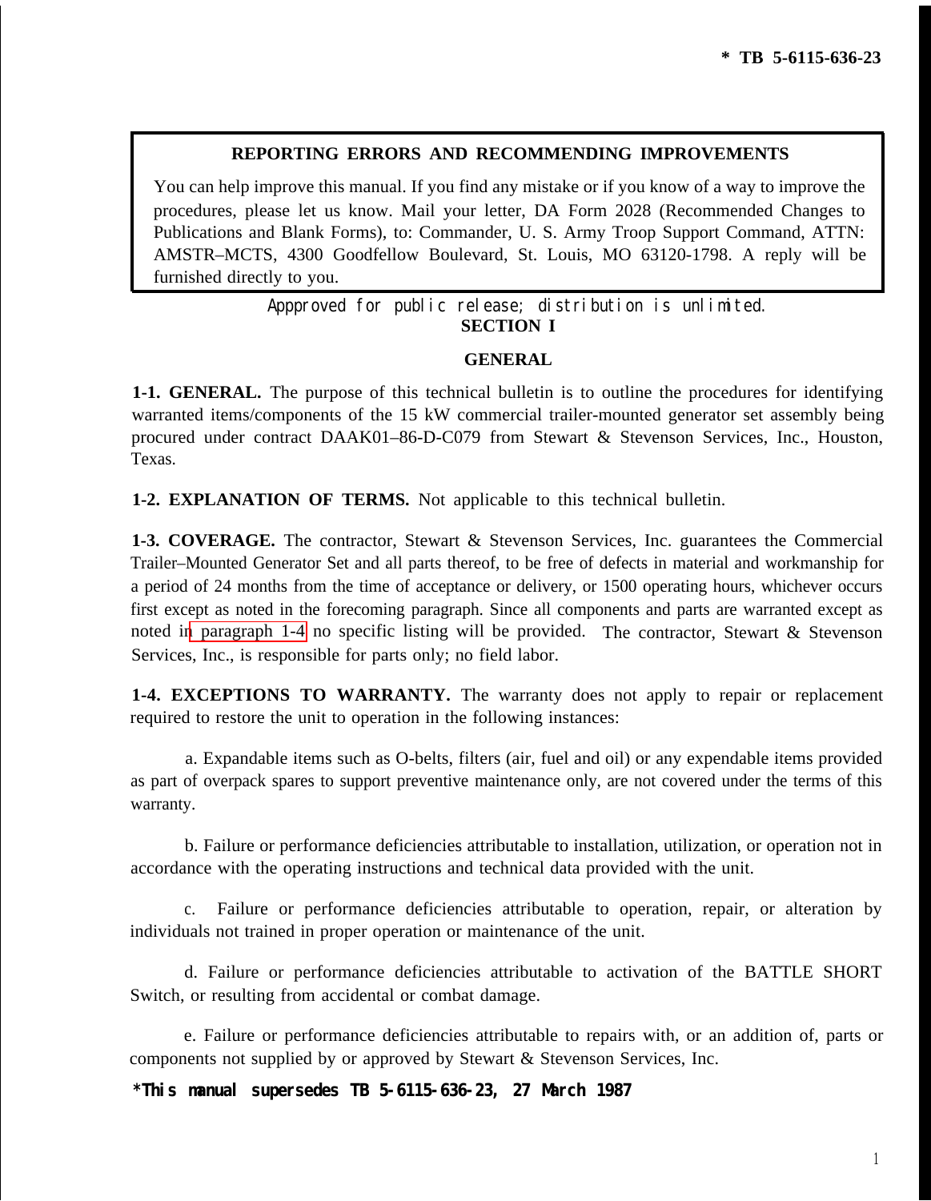**REPORTING ERRORS AND RECOMMENDING IMPROVEMENTS**

You can help improve this manual. If you find any mistake or if you know of a way to improve the procedures, please let us know. Mail your letter, DA Form 2028 (Recommended Changes to Publications and Blank Forms), to: Commander, U. S. Army Troop Support Command, ATTN: AMSTR–MCTS, 4300 Goodfellow Boulevard, St. Louis, MO 63120-1798. A reply will be furnished directly to you.

Appproved for public release; distribution is unlimited.

# SECTION I

## GENERAL

**1-1. GENERAL.** The purpose of this technical bulletin is to outline the procedures for identifying warranted items/components of the 15 kW commercial trailer-mounted generator set assembly being procured under contract DAAK01–86-D-C079 from Stewart & Stevenson Services, Inc., Houston, Texas.

**1-2. EXPLANATION OF TERMS.** Not applicable to this technical bulletin.

**1-3. COVERAGE.** The contractor, Stewart & Stevenson Services, Inc. guarantees the Commercial Trailer–Mounted Generator Set and all parts thereof, to be free of defects in material and workmanship for a period of 24 months from the time of acceptance or delivery, or 1500 operating hours, whichever occurs first except as noted in the forecoming paragraph. Since all components and parts are warranted except as noted in paragraph 1-4 no specific listing will be provided. The contractor, Stewart & Stevenson Services, Inc., is responsible for parts only; no field labor.

**1-4. EXCEPTIONS TO WARRANTY.** The warranty does not apply to repair or replacement required to restore the unit to operation in the following instances:

a. Expandable items such as O-belts, filters (air, fuel and oil) or any expendable items provided as part of overpack spares to support preventive maintenance only, are not covered under the terms of this warranty.

b. Failure or performance deficiencies attributable to installation, utilization, or operation not in accordance with the operating instructions and technical data provided with the unit.

c. Failure or performance deficiencies attributable to operation, repair, or alteration by individuals not trained in proper operation or maintenance of the unit.

d. Failure or performance deficiencies attributable to activation of the BATTLE SHORT Switch, or resulting from accidental or combat damage.

e. Failure or performance deficiencies attributable to repairs with, or an addition of, parts or components not supplied by or approved by Stewart & Stevenson Services, Inc.

***This manual supersedes TB 5-6115-636-23, 27 March 1987**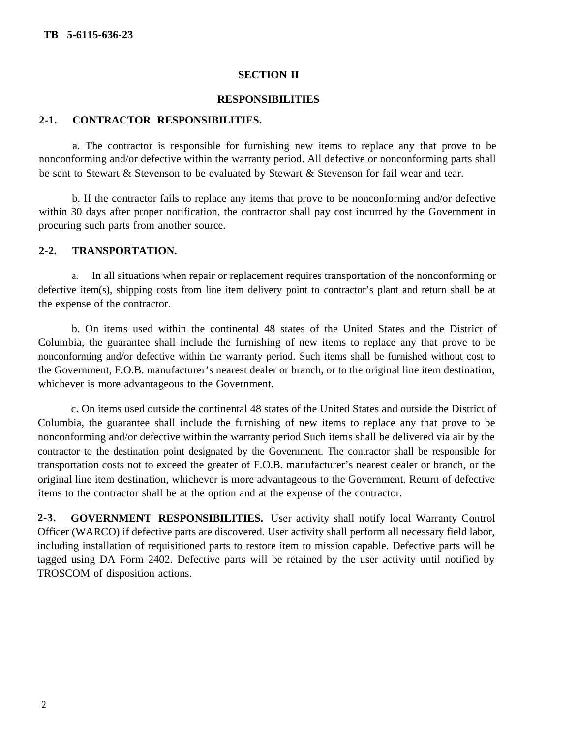## SECTION II

## RESPONSIBILITIES

### 2-1. CONTRACTOR RESPONSIBILITIES.

a. The contractor is responsible for furnishing new items to replace any that prove to be nonconforming and/or defective within the warranty period. All defective or nonconforming parts shall be sent to Stewart & Stevenson to be evaluated by Stewart & Stevenson for fail wear and tear.

b. If the contractor fails to replace any items that prove to be nonconforming and/or defective within 30 days after proper notification, the contractor shall pay cost incurred by the Government in procuring such parts from another source.

### 2-2. TRANSPORTATION.

a. In all situations when repair or replacement requires transportation of the nonconforming or defective item(s), shipping costs from line item delivery point to contractor's plant and return shall be at the expense of the contractor.

b. On items used within the continental 48 states of the United States and the District of Columbia, the guarantee shall include the furnishing of new items to replace any that prove to be nonconforming and/or defective within the warranty period. Such items shall be furnished without cost to the Government, F.O.B. manufacturer's nearest dealer or branch, or to the original line item destination, whichever is more advantageous to the Government.

c. On items used outside the continental 48 states of the United States and outside the District of Columbia, the guarantee shall include the furnishing of new items to replace any that prove to be nonconforming and/or defective within the warranty period Such items shall be delivered via air by the contractor to the destination point designated by the Government. The contractor shall be responsible for transportation costs not to exceed the greater of F.O.B. manufacturer's nearest dealer or branch, or the original line item destination, whichever is more advantageous to the Government. Return of defective items to the contractor shall be at the option and at the expense of the contractor.

**2-3. GOVERNMENT RESPONSIBILITIES.** User activity shall notify local Warranty Control Officer (WARCO) if defective parts are discovered. User activity shall perform all necessary field labor, including installation of requisitioned parts to restore item to mission capable. Defective parts will be tagged using DA Form 2402. Defective parts will be retained by the user activity until notified by TROSCOM of disposition actions.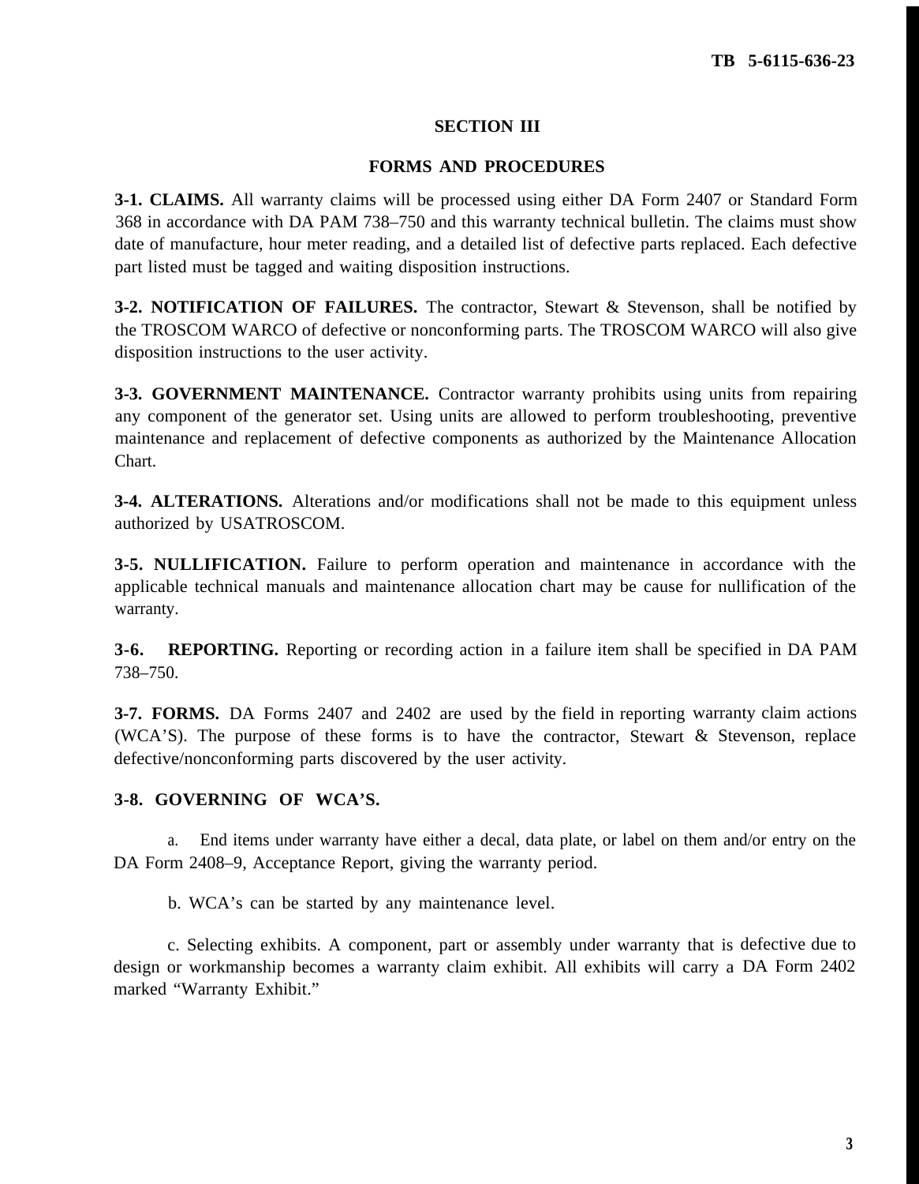## SECTION III

## FORMS AND PROCEDURES

**3-1. CLAIMS.** All warranty claims will be processed using either DA Form 2407 or Standard Form 368 in accordance with DA PAM 738–750 and this warranty technical bulletin. The claims must show date of manufacture, hour meter reading, and a detailed list of defective parts replaced. Each defective part listed must be tagged and waiting disposition instructions.

**3-2. NOTIFICATION OF FAILURES.** The contractor, Stewart & Stevenson, shall be notified by the TROSCOM WARCO of defective or nonconforming parts. The TROSCOM WARCO will also give disposition instructions to the user activity.

**3-3. GOVERNMENT MAINTENANCE.** Contractor warranty prohibits using units from repairing any component of the generator set. Using units are allowed to perform troubleshooting, preventive maintenance and replacement of defective components as authorized by the Maintenance Allocation Chart.

**3-4. ALTERATIONS.** Alterations and/or modifications shall not be made to this equipment unless authorized by USATROSCOM.

**3-5. NULLIFICATION.** Failure to perform operation and maintenance in accordance with the applicable technical manuals and maintenance allocation chart may be cause for nullification of the warranty.

**3-6. REPORTING.** Reporting or recording action in a failure item shall be specified in DA PAM 738–750.

**3-7. FORMS.** DA Forms 2407 and 2402 are used by the field in reporting warranty claim actions (WCA'S). The purpose of these forms is to have the contractor, Stewart & Stevenson, replace defective/nonconforming parts discovered by the user activity.

**3-8. GOVERNING OF WCA'S.**

a. End items under warranty have either a decal, data plate, or label on them and/or entry on the DA Form 2408–9, Acceptance Report, giving the warranty period.

b. WCA's can be started by any maintenance level.

c. Selecting exhibits. A component, part or assembly under warranty that is defective due to design or workmanship becomes a warranty claim exhibit. All exhibits will carry a DA Form 2402 marked "Warranty Exhibit."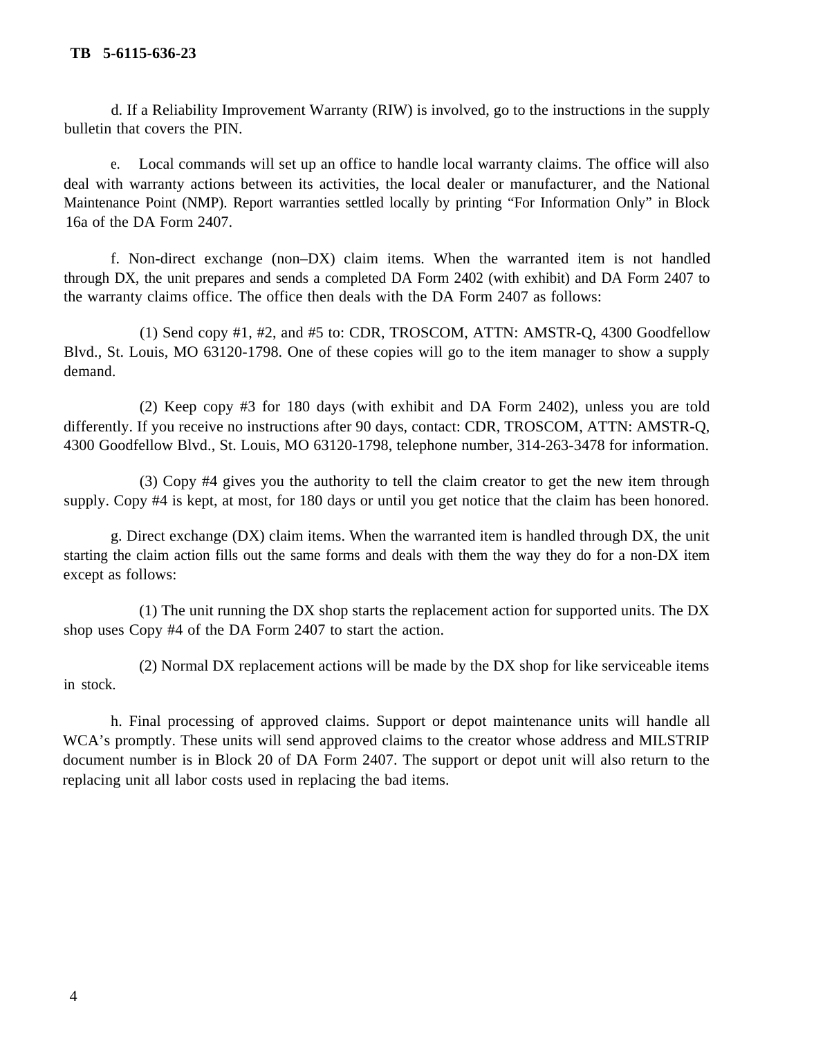d. If a Reliability Improvement Warranty (RIW) is involved, go to the instructions in the supply bulletin that covers the PIN.

e. Local commands will set up an office to handle local warranty claims. The office will also deal with warranty actions between its activities, the local dealer or manufacturer, and the National Maintenance Point (NMP). Report warranties settled locally by printing "For Information Only" in Block 16a of the DA Form 2407.

f. Non-direct exchange (non–DX) claim items. When the warranted item is not handled through DX, the unit prepares and sends a completed DA Form 2402 (with exhibit) and DA Form 2407 to the warranty claims office. The office then deals with the DA Form 2407 as follows:

(1) Send copy #1, #2, and #5 to: CDR, TROSCOM, ATTN: AMSTR-Q, 4300 Goodfellow Blvd., St. Louis, MO 63120-1798. One of these copies will go to the item manager to show a supply demand.

(2) Keep copy #3 for 180 days (with exhibit and DA Form 2402), unless you are told differently. If you receive no instructions after 90 days, contact: CDR, TROSCOM, ATTN: AMSTR-Q, 4300 Goodfellow Blvd., St. Louis, MO 63120-1798, telephone number, 314-263-3478 for information.

(3) Copy #4 gives you the authority to tell the claim creator to get the new item through supply. Copy #4 is kept, at most, for 180 days or until you get notice that the claim has been honored.

g. Direct exchange (DX) claim items. When the warranted item is handled through DX, the unit starting the claim action fills out the same forms and deals with them the way they do for a non-DX item except as follows:

(1) The unit running the DX shop starts the replacement action for supported units. The DX shop uses Copy #4 of the DA Form 2407 to start the action.

(2) Normal DX replacement actions will be made by the DX shop for like serviceable items in stock.

h. Final processing of approved claims. Support or depot maintenance units will handle all WCA's promptly. These units will send approved claims to the creator whose address and MILSTRIP document number is in Block 20 of DA Form 2407. The support or depot unit will also return to the replacing unit all labor costs used in replacing the bad items.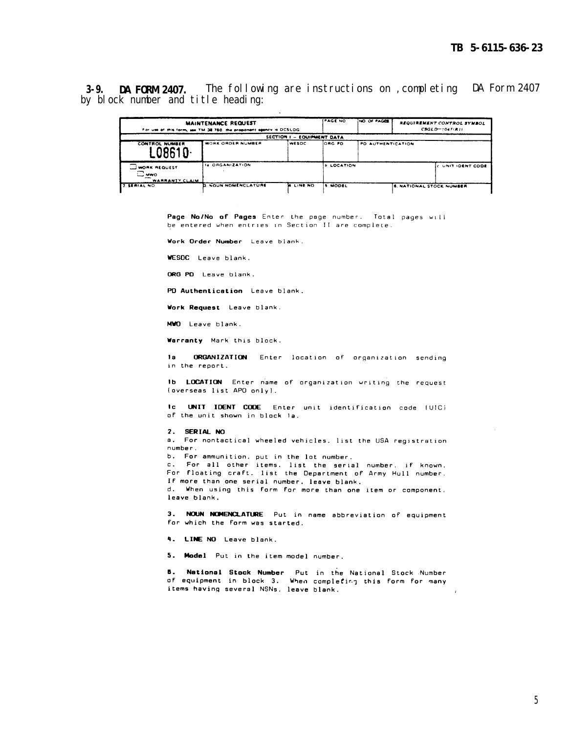**3-9. DA FORM 2407.** The following are instructions on ,completing DA Form 2407 by block number and title heading:

| MAINTENANCE REQUEST<br>For use of this form, see TM 38 750 the proponent agency is DCSLOG | | | PAGE NO | NO OF PAGES | REQUIREMENT CONTROL SYMBOL<br>CSGLD—1047/R11 | |
|---|---|---|---|---|---|---|
| SECTION I – EQUIPMENT DATA | | | | | | |
| CONTROL NUMBER<br>L08610 | WORK ORDER NUMBER | WESOC | ORG PD | PD AUTHENTICATION | | |
| ☐ WORK REQUEST<br>☐ MWO<br>WARRANTY CLAIM | 1a ORGANIZATION | | b LOCATION | | | c UNIT IDENT CODE |
| 2 SERIAL NO | 3 NOUN NOMENCLATURE | 4 LINE NO | 5 MODEL | 6. NATIONAL STOCK NUMBER | | |

**Page No/No of Pages** Enter the page number. Total pages will be entered when entries in Section II are complete.

**Work Order Number** Leave blank.

**WESDC** Leave blank.

**ORG PD** Leave blank.

**PD Authentication** Leave blank.

**Work Request** Leave blank.

**MWO** Leave blank.

**Warranty** Mark this block.

**1a ORGANIZATION** Enter location of organization sending in the report.

**1b LOCATION** Enter name of organization writing the request (overseas list APO only).

**1c UNIT IDENT CODE** Enter unit identification code (UIC) of the unit shown in block 1a.

**2. SERIAL NO**
a. For nontactical wheeled vehicles, list the USA registration number.
b. For ammunition, put in the lot number.
c. For all other items, list the serial number, if known. For floating craft, list the Department of Army Hull number. If more than one serial number, leave blank.
d. When using this form for more than one item or component, leave blank.

**3. NOUN NOMENCLATURE** Put in name abbreviation of equipment for which the form was started.

**4. LINE NO** Leave blank.

**5. Model** Put in the item model number.

**6. National Stock Number** Put in the National Stock Number of equipment in block 3. When completing this form for many items having several NSNs, leave blank.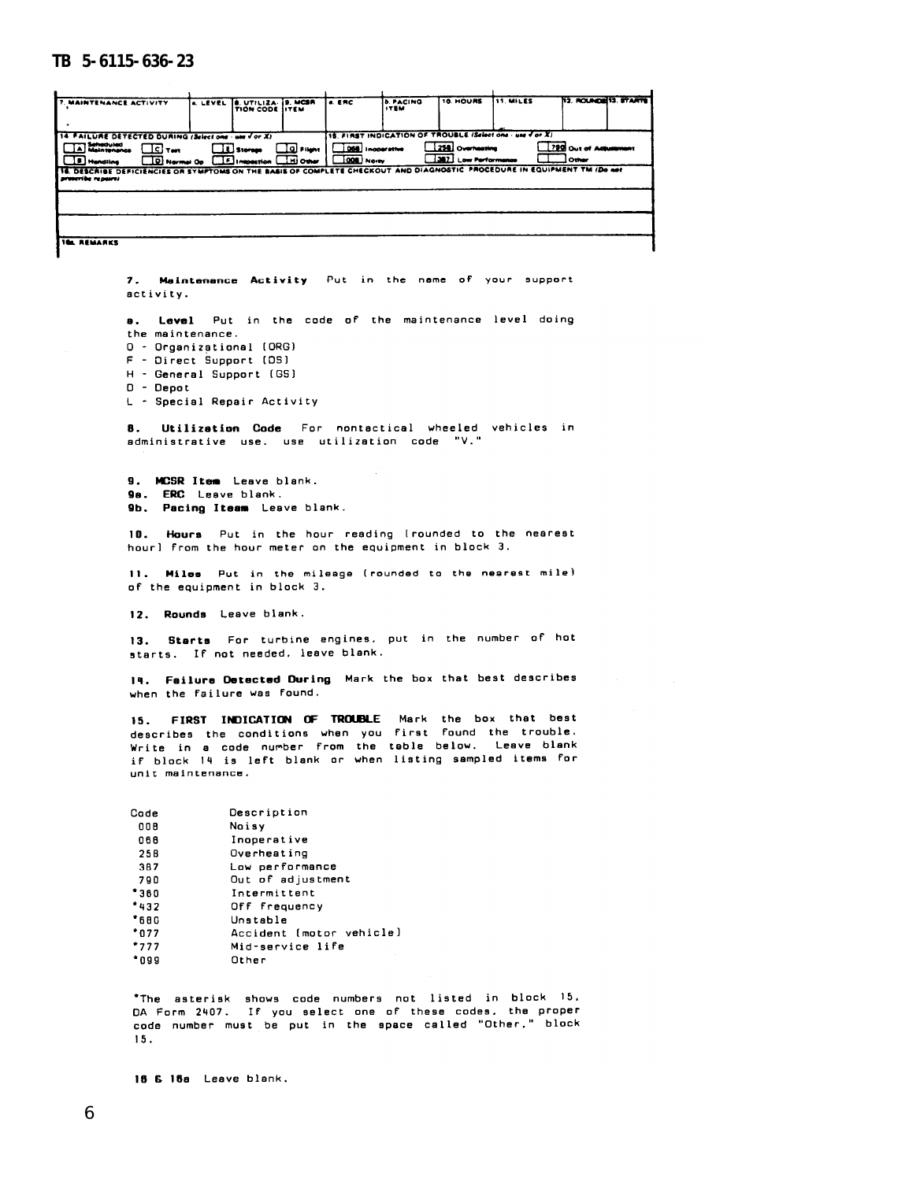| 7. MAINTENANCE ACTIVITY | a. LEVEL | 8. UTILIZATION CODE | 9. MCSR ITEM | a. ERC | b. PACING ITEM | 10. HOURS | 11. MILES | 12. ROUNDS | 13. STARTS |
|---|---|---|---|---|---|---|---|---|---|
| | | | | | | | | | |

| 14. FAILURE DETECTED DURING (Select one - use √ or X) | 15. FIRST INDICATION OF TROUBLE (Select one - use √ or X) |
|---|---|
| A Scheduled Maintenance, C Test, E Storage, G Flight, B Handling, D Normal Op, F Inspection, H Other | 068 Inoperative, 258 Overheating, 790 Out of Adjustment, 008 Noisy, 387 Low Performance, Other |

16. DESCRIBE DEFICIENCIES OR SYMPTOMS ON THE BASIS OF COMPLETE CHECKOUT AND DIAGNOSTIC PROCEDURE IN EQUIPMENT TM *(Do not prescribe repairs)*

16a. REMARKS

**7. Maintenance Activity** Put in the name of your support activity.

**a. Level** Put in the code of the maintenance level doing the maintenance.
O - Organizational (ORG)
F - Direct Support (DS)
H - General Support (GS)
D - Depot
L - Special Repair Activity

**8. Utilization Code** For nontactical wheeled vehicles in administrative use. use utilization code "V."

**9. MCSR Item** Leave blank.
**9a. ERC** Leave blank.
**9b. Pacing Item** Leave blank.

**10. Hours** Put in the hour reading (rounded to the nearest hour) from the hour meter on the equipment in block 3.

**11. Miles** Put in the mileage (rounded to the nearest mile) of the equipment in block 3.

**12. Rounds** Leave blank.

**13. Starts** For turbine engines, put in the number of hot starts. If not needed, leave blank.

**14. Failure Detected During** Mark the box that best describes when the failure was found.

**15. FIRST INDICATION OF TROUBLE** Mark the box that best describes the conditions when you first found the trouble. Write in a code number from the table below. Leave blank if block 14 is left blank or when listing sampled items for unit maintenance.

| Code | Description |
|---|---|
| 008 | Noisy |
| 068 | Inoperative |
| 258 | Overheating |
| 387 | Low performance |
| 790 | Out of adjustment |
| *360 | Intermittent |
| *432 | Off frequency |
| *680 | Unstable |
| *077 | Accident (motor vehicle) |
| *777 | Mid-service life |
| *099 | Other |

*The asterisk shows code numbers not listed in block 15, DA Form 2407. If you select one of these codes, the proper code number must be put in the space called "Other," block 15.

**16 & 16a** Leave blank.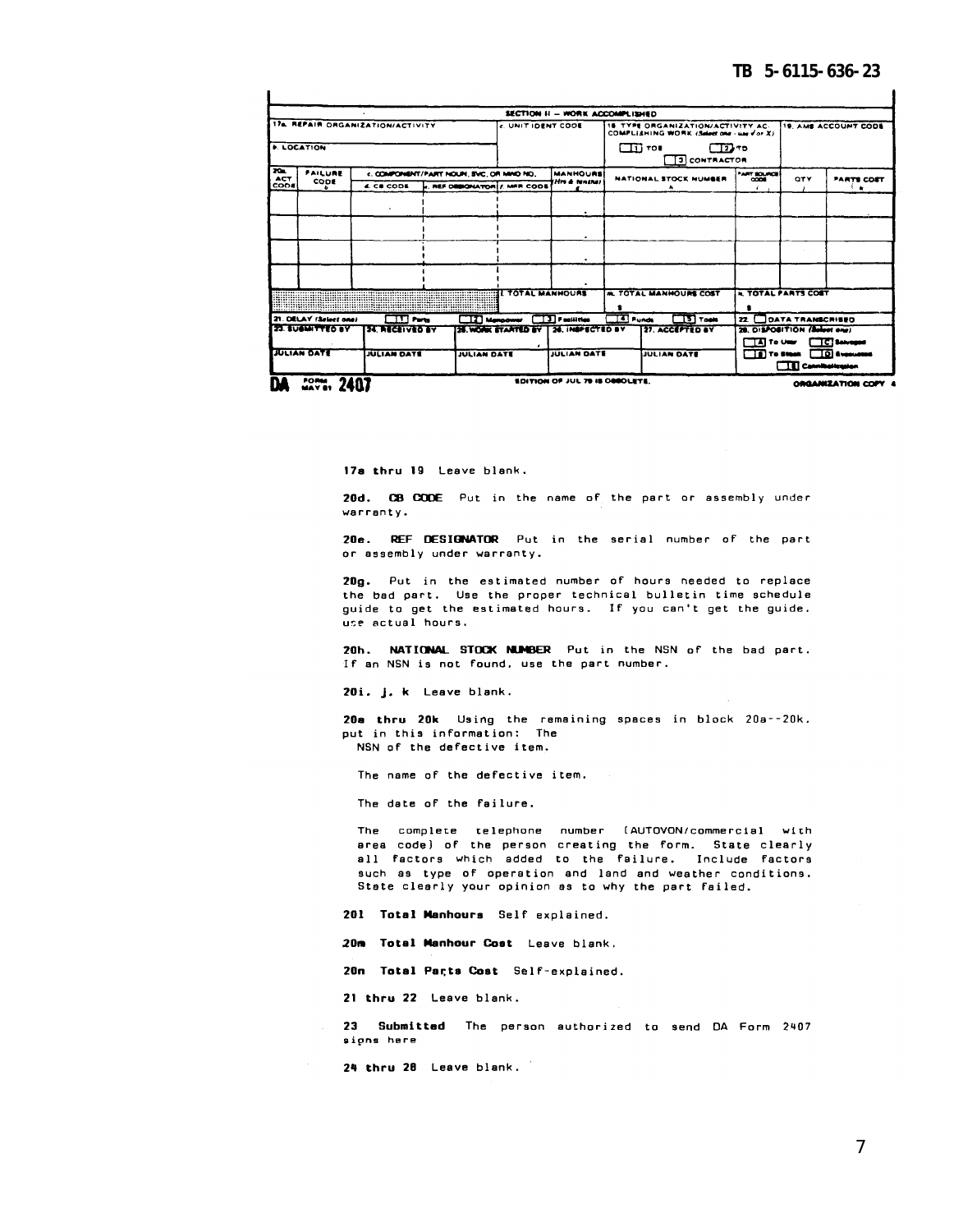**SECTION II – WORK ACCOMPLISHED**

| 17a. REPAIR ORGANIZATION/ACTIVITY | c. UNIT IDENT CODE | 18. TYPE ORGANIZATION/ACTIVITY AC. COMPLISHING WORK (Select one - use √ or X) 1 TOE 2 TD 3 CONTRACTOR | 19. AMS ACCOUNT CODE |
|---|---|---|---|
| b. LOCATION | | | |

| 20a. ACT CODE | FAILURE CODE b | c. COMPONENT/PART NOUN, SVC, OR MWO NO. d. CB CODE | e. REF DESIGNATOR | f. MFR CODE | MANHOURS (Hrs & Tenths) g | NATIONAL STOCK NUMBER h | PART SOURCE CODE i | QTY j | PARTS COST k |
|---|---|---|---|---|---|---|---|---|---|
| | | | | | | | | | |
| | | | | | | | | | |
| | | | | | | | | | |
| | | | | | | | | | |
| | | | | | l. TOTAL MANHOURS | m. TOTAL MANHOURS COST $ | n. TOTAL PARTS COST $ | | |

21. DELAY (Select one) 1 Parts 2 Manpower 3 Facilities 4 Funds 5 Tools | 22. DATA TRANSCRIBED

| 23. SUBMITTED BY | 24. RECEIVED BY | 25. WORK STARTED BY | 26. INSPECTED BY | 27. ACCEPTED BY | 28. DISPOSITION (Select one) |
|---|---|---|---|---|---|
| JULIAN DATE | JULIAN DATE | JULIAN DATE | JULIAN DATE | JULIAN DATE | A To User, C Salvaged, B To Stock, D Evacuated, E Cannibalization |

DA FORM MAY 81 2407 — EDITION OF JUL 79 IS OBSOLETE. — ORGANIZATION COPY 4

**17a thru 19** Leave blank.

**20d. CB CODE** Put in the name of the part or assembly under warranty.

**20e. REF DESIGNATOR** Put in the serial number of the part or assembly under warranty.

**20g.** Put in the estimated number of hours needed to replace the bad part. Use the proper technical bulletin time schedule guide to get the estimated hours. If you can't get the guide, use actual hours.

**20h. NATIONAL STOCK NUMBER** Put in the NSN of the bad part. If an NSN is not found, use the part number.

**20i. j. k** Leave blank.

**20a thru 20k** Using the remaining spaces in block 20a--20k, put in this information: The NSN of the defective item.

The name of the defective item.

The date of the failure.

The complete telephone number (AUTOVON/commercial with area code) of the person creating the form. State clearly all factors which added to the failure. Include factors such as type of operation and land and weather conditions. State clearly your opinion as to why the part failed.

**20l Total Manhours** Self explained.

**20m Total Manhour Cost** Leave blank.

**20n Total Parts Cost** Self-explained.

**21 thru 22** Leave blank.

**23 Submitted** The person authorized to send DA Form 2407 signs here

**24 thru 28** Leave blank.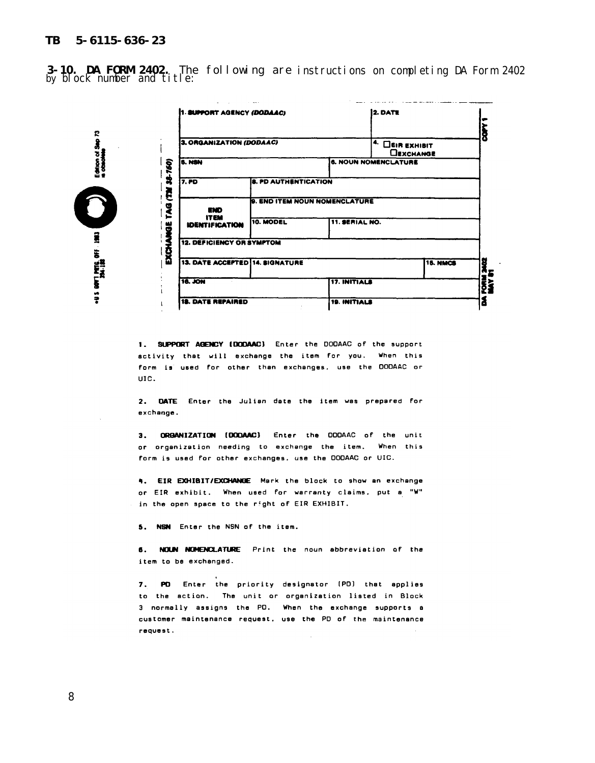**3-10. DA FORM 2402.** The following are instructions on completing DA Form 2402 by block number and title:

| 1. SUPPORT AGENCY *(DODAAC)* | | | 2. DATE | |
|---|---|---|---|---|
| 3. ORGANIZATION *(DODAAC)* | | | 4. ☐ EIR EXHIBIT ☐ EXCHANGE | |
| 5. NSN | | 6. NOUN NOMENCLATURE | | |
| 7. PD | 8. PD AUTHENTICATION | | | |
| END ITEM IDENTIFICATION | 9. END ITEM NOUN NOMENCLATURE | | | |
| | 10. MODEL | 11. SERIAL NO. | | |
| 12. DEFICIENCY OR SYMPTOM | | | | |
| 13. DATE ACCEPTED | 14. SIGNATURE | | | 15. NMCS |
| 16. JON | | 17. INITIALS | | |
| 18. DATE REPAIRED | | 19. INITIALS | | |

EXCHANGE TAG *(TM 38-750)* COPY 1 DA FORM 2402 MAY 81 Edition of Sep 73 is obsolete

1. **SUPPORT AGENCY (DODAAC)** Enter the DODAAC of the support activity that will exchange the item for you. When this form is used for other than exchanges, use the DODAAC or UIC.

2. **DATE** Enter the Julian date the item was prepared for exchange.

3. **ORGANIZATION (DODAAC)** Enter the DODAAC of the unit or organization needing to exchange the item. When this form is used for other exchanges, use the DODAAC or UIC.

4. **EIR EXHIBIT/EXCHANGE** Mark the block to show an exchange or EIR exhibit. When used for warranty claims, put a "W" in the open space to the right of EIR EXHIBIT.

5. **NSN** Enter the NSN of the item.

6. **NOUN NOMENCLATURE** Print the noun abbreviation of the item to be exchanged.

7. **PD** Enter the priority designator (PD) that applies to the action. The unit or organization listed in Block 3 normally assigns the PD. When the exchange supports a customer maintenance request, use the PD of the maintenance request.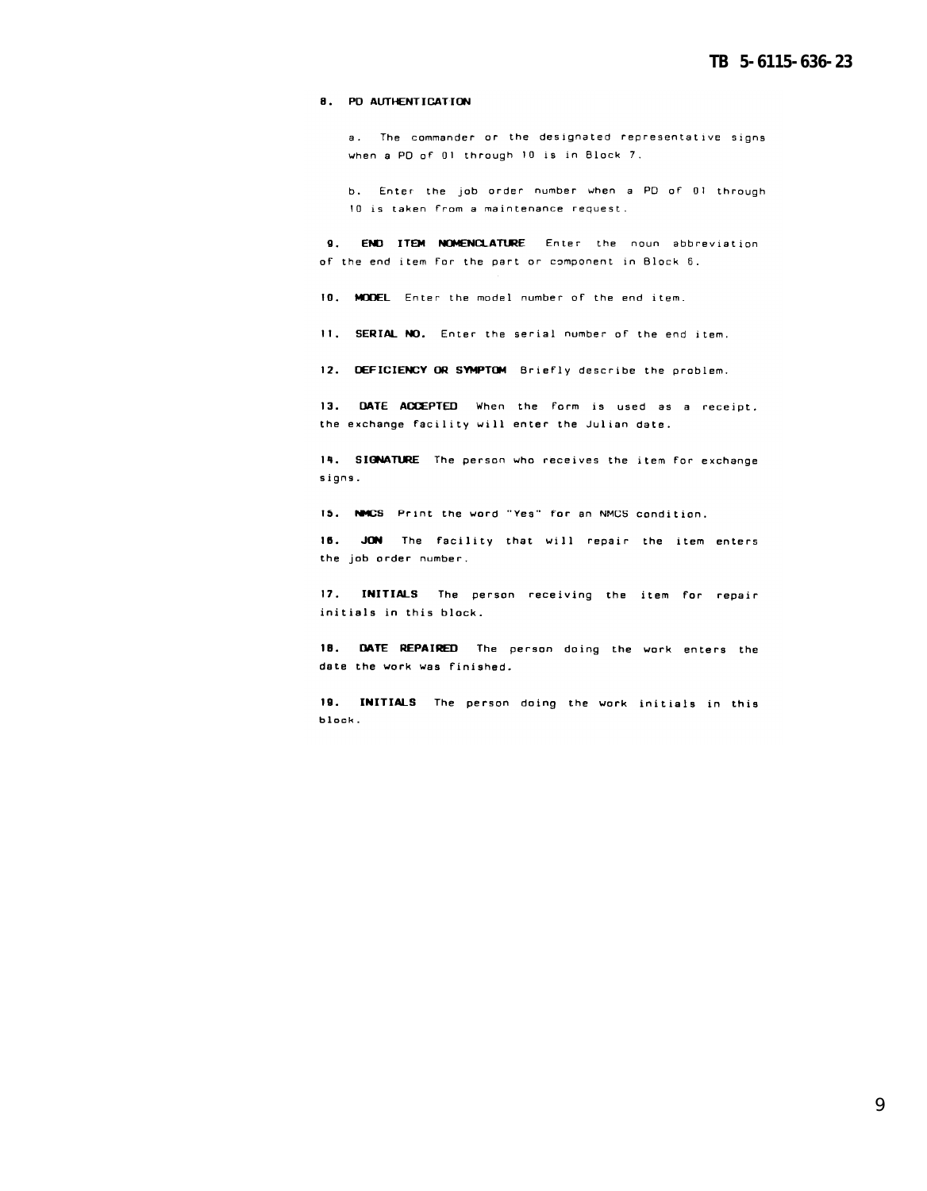8. **PD AUTHENTICATION**

a. The commander or the designated representative signs when a PD of 01 through 10 is in Block 7.

b. Enter the job order number when a PD of 01 through 10 is taken from a maintenance request.

9. **END ITEM NOMENCLATURE** Enter the noun abbreviation of the end item for the part or component in Block 6.

10. **MODEL** Enter the model number of the end item.

11. **SERIAL NO.** Enter the serial number of the end item.

12. **DEFICIENCY OR SYMPTOM** Briefly describe the problem.

13. **DATE ACCEPTED** When the form is used as a receipt, the exchange facility will enter the Julian date.

14. **SIGNATURE** The person who receives the item for exchange signs.

15. **NMCS** Print the word "Yes" for an NMCS condition.

16. **JON** The facility that will repair the item enters the job order number.

17. **INITIALS** The person receiving the item for repair initials in this block.

18. **DATE REPAIRED** The person doing the work enters the date the work was finished.

19. **INITIALS** The person doing the work initials in this block.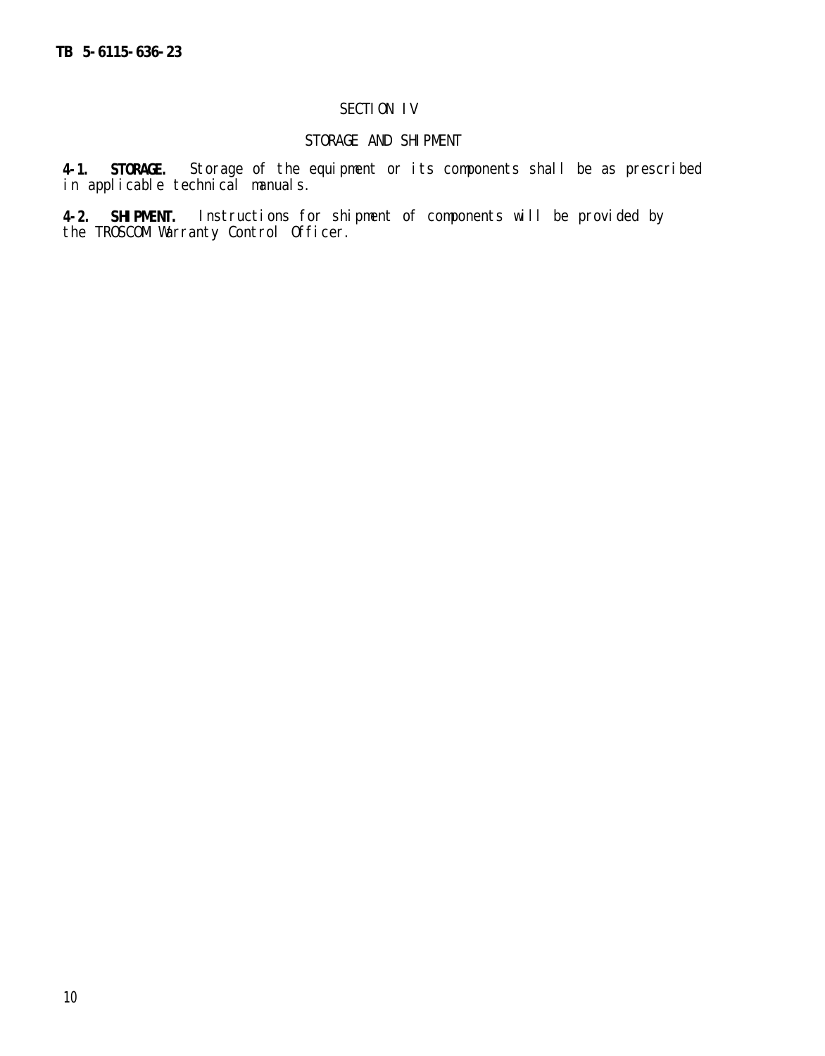## SECTION IV

## STORAGE AND SHIPMENT

**4-1. STORAGE.** Storage of the equipment or its components shall be as prescribed in applicable technical manuals.

**4-2. SHIPMENT.** Instructions for shipment of components will be provided by the TROSCOM Warranty Control Officer.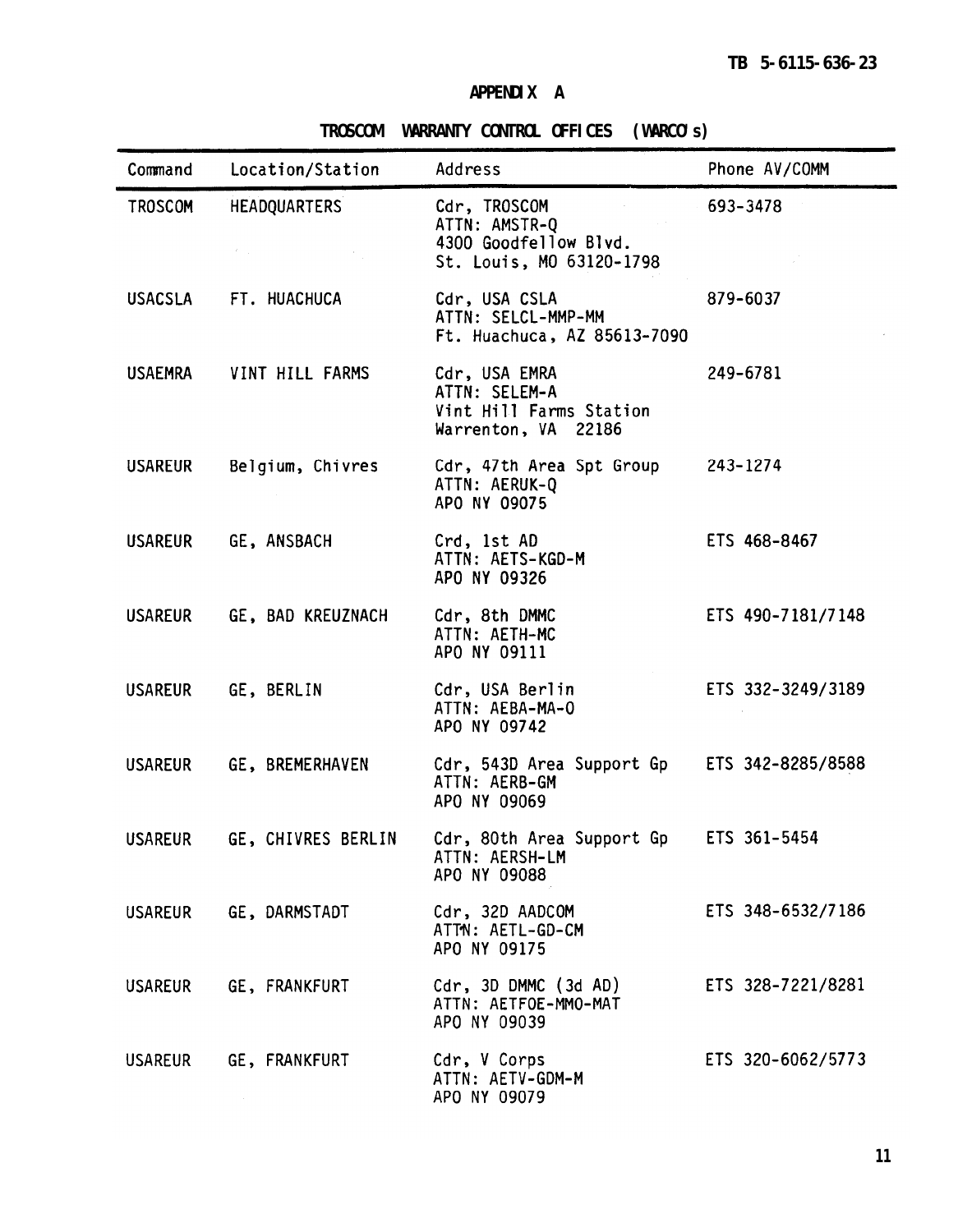## APPENDIX A

## TROSCOM WARRANTY CONTROL OFFICES (WARCO's)

| Command | Location/Station | Address | Phone AV/COMM |
|---|---|---|---|
| TROSCOM | HEADQUARTERS | Cdr, TROSCOM<br>ATTN: AMSTR-Q<br>4300 Goodfellow Blvd.<br>St. Louis, MO 63120-1798 | 693-3478 |
| USACSLA | FT. HUACHUCA | Cdr, USA CSLA<br>ATTN: SELCL-MMP-MM<br>Ft. Huachuca, AZ 85613-7090 | 879-6037 |
| USAEMRA | VINT HILL FARMS | Cdr, USA EMRA<br>ATTN: SELEM-A<br>Vint Hill Farms Station<br>Warrenton, VA 22186 | 249-6781 |
| USAREUR | Belgium, Chivres | Cdr, 47th Area Spt Group<br>ATTN: AERUK-Q<br>APO NY 09075 | 243-1274 |
| USAREUR | GE, ANSBACH | Crd, 1st AD<br>ATTN: AETS-KGD-M<br>APO NY 09326 | ETS 468-8467 |
| USAREUR | GE, BAD KREUZNACH | Cdr, 8th DMMC<br>ATTN: AETH-MC<br>APO NY 09111 | ETS 490-7181/7148 |
| USAREUR | GE, BERLIN | Cdr, USA Berlin<br>ATTN: AEBA-MA-O<br>APO NY 09742 | ETS 332-3249/3189 |
| USAREUR | GE, BREMERHAVEN | Cdr, 543D Area Support Gp<br>ATTN: AERB-GM<br>APO NY 09069 | ETS 342-8285/8588 |
| USAREUR | GE, CHIVRES BERLIN | Cdr, 80th Area Support Gp<br>ATTN: AERSH-LM<br>APO NY 09088 | ETS 361-5454 |
| USAREUR | GE, DARMSTADT | Cdr, 32D AADCOM<br>ATTN: AETL-GD-CM<br>APO NY 09175 | ETS 348-6532/7186 |
| USAREUR | GE, FRANKFURT | Cdr, 3D DMMC (3d AD)<br>ATTN: AETFOE-MMO-MAT<br>APO NY 09039 | ETS 328-7221/8281 |
| USAREUR | GE, FRANKFURT | Cdr, V Corps<br>ATTN: AETV-GDM-M<br>APO NY 09079 | ETS 320-6062/5773 |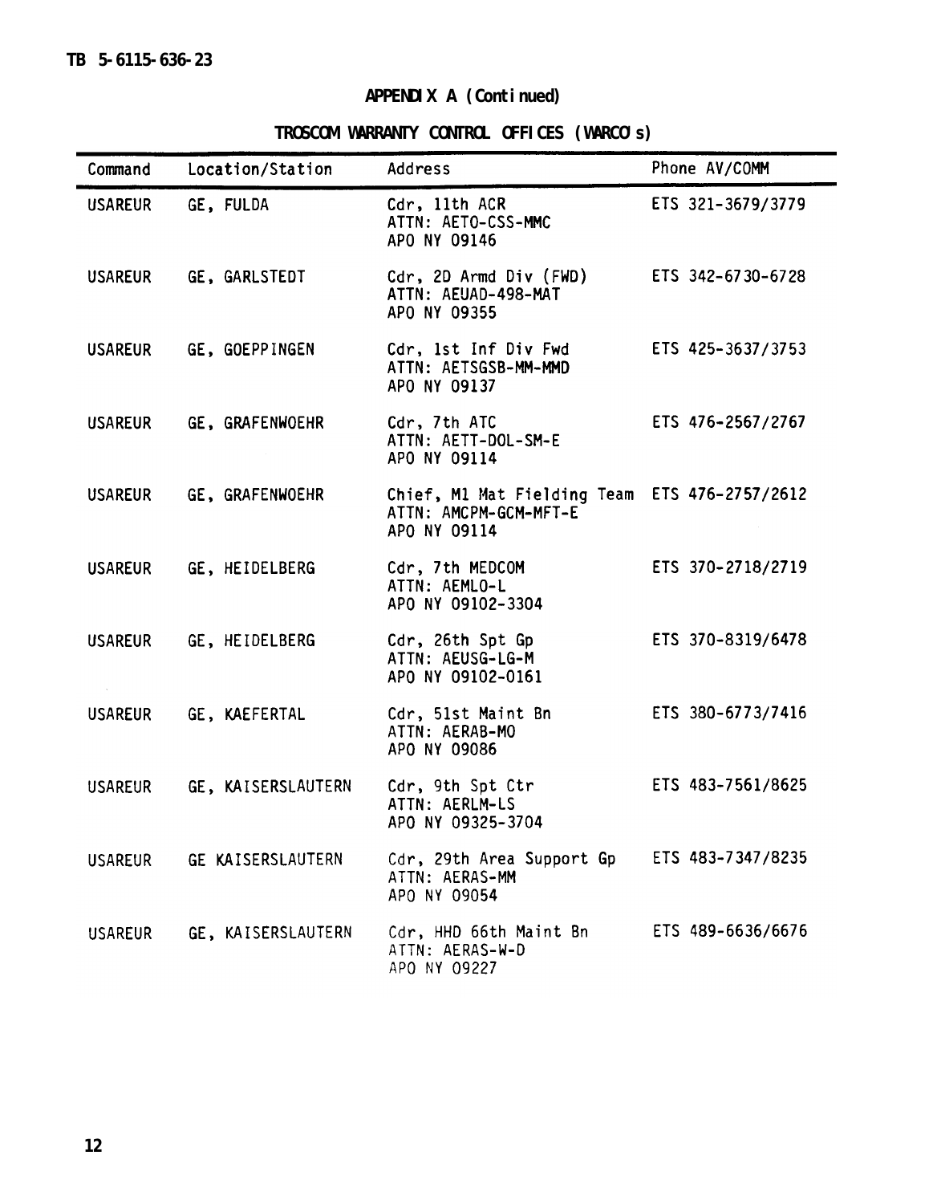## APPENDIX A (Continued)

## TROSCOM WARRANTY CONTROL OFFICES (WARCO s)

| Command | Location/Station | Address | Phone AV/COMM |
|---|---|---|---|
| USAREUR | GE, FULDA | Cdr, 11th ACR<br>ATTN: AETO-CSS-MMC<br>APO NY 09146 | ETS 321-3679/3779 |
| USAREUR | GE, GARLSTEDT | Cdr, 2D Armd Div (FWD)<br>ATTN: AEUAD-498-MAT<br>APO NY 09355 | ETS 342-6730-6728 |
| USAREUR | GE, GOEPPINGEN | Cdr, 1st Inf Div Fwd<br>ATTN: AETSGSB-MM-MMD<br>APO NY 09137 | ETS 425-3637/3753 |
| USAREUR | GE, GRAFENWOEHR | Cdr, 7th ATC<br>ATTN: AETT-DOL-SM-E<br>APO NY 09114 | ETS 476-2567/2767 |
| USAREUR | GE, GRAFENWOEHR | Chief, M1 Mat Fielding Team<br>ATTN: AMCPM-GCM-MFT-E<br>APO NY 09114 | ETS 476-2757/2612 |
| USAREUR | GE, HEIDELBERG | Cdr, 7th MEDCOM<br>ATTN: AEMLO-L<br>APO NY 09102-3304 | ETS 370-2718/2719 |
| USAREUR | GE, HEIDELBERG | Cdr, 26th Spt Gp<br>ATTN: AEUSG-LG-M<br>APO NY 09102-0161 | ETS 370-8319/6478 |
| USAREUR | GE, KAEFERTAL | Cdr, 51st Maint Bn<br>ATTN: AERAB-MO<br>APO NY 09086 | ETS 380-6773/7416 |
| USAREUR | GE, KAISERSLAUTERN | Cdr, 9th Spt Ctr<br>ATTN: AERLM-LS<br>APO NY 09325-3704 | ETS 483-7561/8625 |
| USAREUR | GE KAISERSLAUTERN | Cdr, 29th Area Support Gp<br>ATTN: AERAS-MM<br>APO NY 09054 | ETS 483-7347/8235 |
| USAREUR | GE, KAISERSLAUTERN | Cdr, HHD 66th Maint Bn<br>ATTN: AERAS-W-D<br>APO NY 09227 | ETS 489-6636/6676 |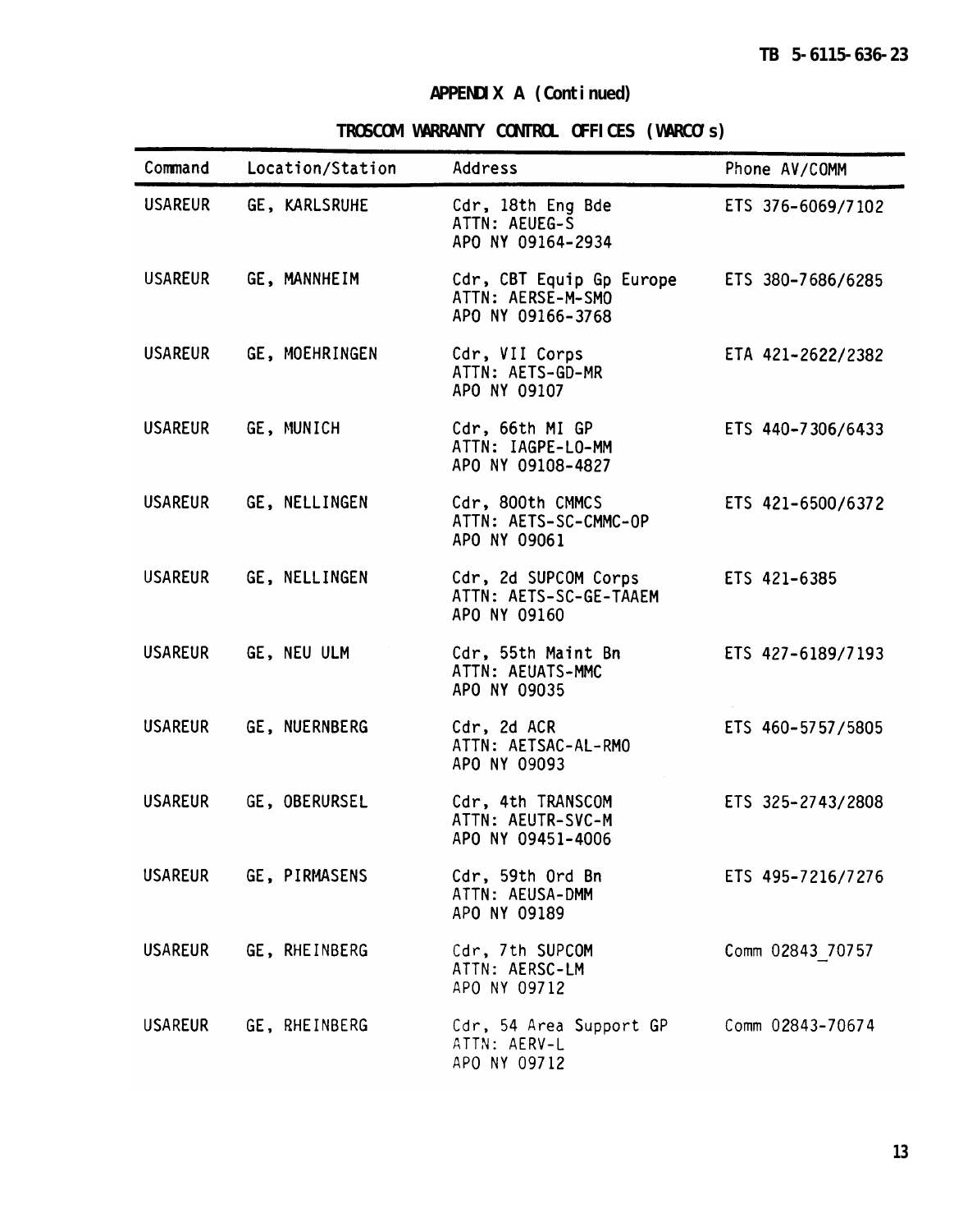## APPENDIX A (Continued)

## TROSCOM WARRANTY CONTROL OFFICES (WARCO's)

| Command | Location/Station | Address | Phone AV/COMM |
|---|---|---|---|
| USAREUR | GE, KARLSRUHE | Cdr, 18th Eng Bde<br>ATTN: AEUEG-S<br>APO NY 09164-2934 | ETS 376-6069/7102 |
| USAREUR | GE, MANNHEIM | Cdr, CBT Equip Gp Europe<br>ATTN: AERSE-M-SMO<br>APO NY 09166-3768 | ETS 380-7686/6285 |
| USAREUR | GE, MOEHRINGEN | Cdr, VII Corps<br>ATTN: AETS-GD-MR<br>APO NY 09107 | ETA 421-2622/2382 |
| USAREUR | GE, MUNICH | Cdr, 66th MI GP<br>ATTN: IAGPE-LO-MM<br>APO NY 09108-4827 | ETS 440-7306/6433 |
| USAREUR | GE, NELLINGEN | Cdr, 800th CMMCS<br>ATTN: AETS-SC-CMMC-OP<br>APO NY 09061 | ETS 421-6500/6372 |
| USAREUR | GE, NELLINGEN | Cdr, 2d SUPCOM Corps<br>ATTN: AETS-SC-GE-TAAEM<br>APO NY 09160 | ETS 421-6385 |
| USAREUR | GE, NEU ULM | Cdr, 55th Maint Bn<br>ATTN: AEUATS-MMC<br>APO NY 09035 | ETS 427-6189/7193 |
| USAREUR | GE, NUERNBERG | Cdr, 2d ACR<br>ATTN: AETSAC-AL-RMO<br>APO NY 09093 | ETS 460-5757/5805 |
| USAREUR | GE, OBERURSEL | Cdr, 4th TRANSCOM<br>ATTN: AEUTR-SVC-M<br>APO NY 09451-4006 | ETS 325-2743/2808 |
| USAREUR | GE, PIRMASENS | Cdr, 59th Ord Bn<br>ATTN: AEUSA-DMM<br>APO NY 09189 | ETS 495-7216/7276 |
| USAREUR | GE, RHEINBERG | Cdr, 7th SUPCOM<br>ATTN: AERSC-LM<br>APO NY 09712 | Comm 02843_70757 |
| USAREUR | GE, RHEINBERG | Cdr, 54 Area Support GP<br>ATTN: AERV-L<br>APO NY 09712 | Comm 02843-70674 |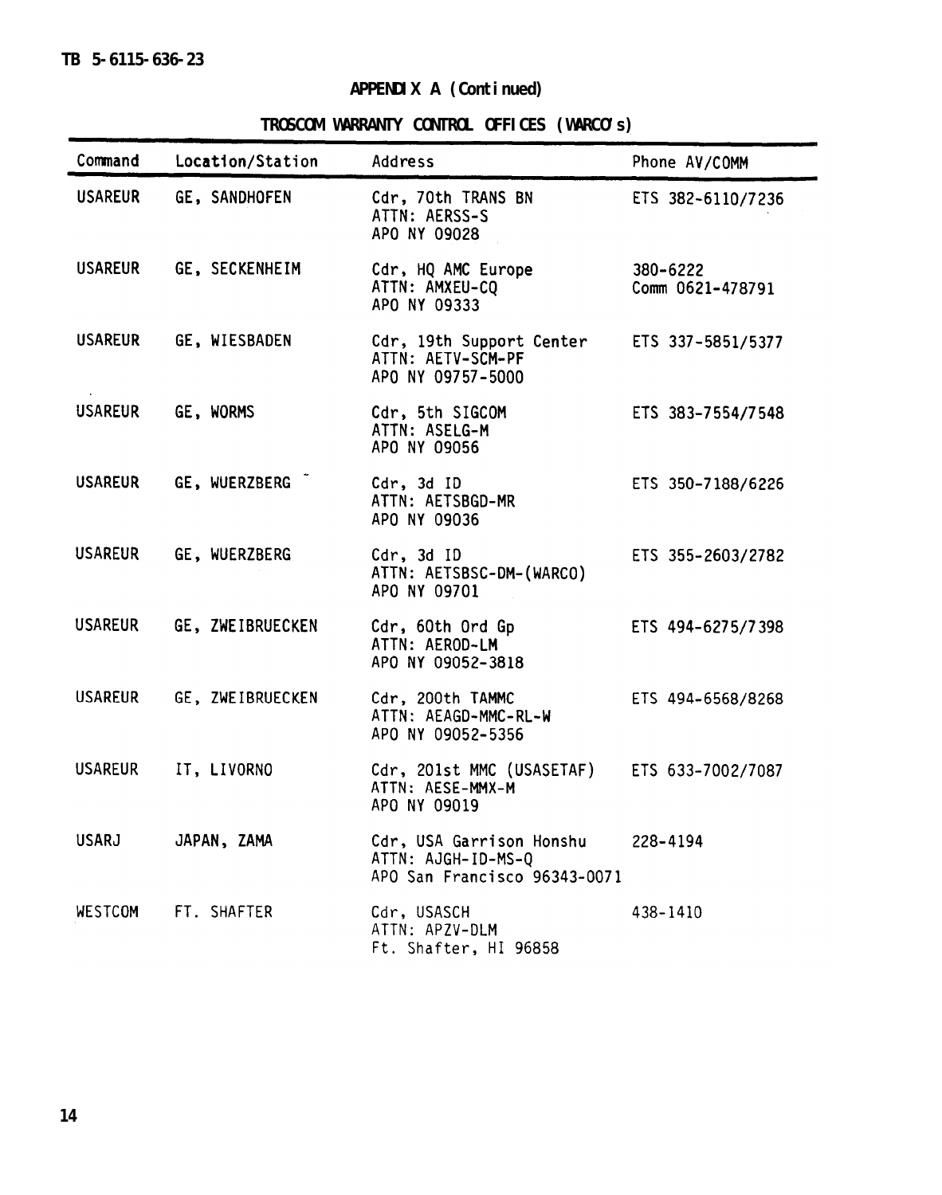## APPENDIX A (Continued)

### TROSCOM WARRANTY CONTROL OFFICES (WARCO's)

| Command | Location/Station | Address | Phone AV/COMM |
|---|---|---|---|
| USAREUR | GE, SANDHOFEN | Cdr, 70th TRANS BN<br>ATTN: AERSS-S<br>APO NY 09028 | ETS 382-6110/7236 |
| USAREUR | GE, SECKENHEIM | Cdr, HQ AMC Europe<br>ATTN: AMXEU-CQ<br>APO NY 09333 | 380-6222<br>Comm 0621-478791 |
| USAREUR | GE, WIESBADEN | Cdr, 19th Support Center<br>ATTN: AETV-SCM-PF<br>APO NY 09757-5000 | ETS 337-5851/5377 |
| USAREUR | GE, WORMS | Cdr, 5th SIGCOM<br>ATTN: ASELG-M<br>APO NY 09056 | ETS 383-7554/7548 |
| USAREUR | GE, WUERZBERG | Cdr, 3d ID<br>ATTN: AETSBGD-MR<br>APO NY 09036 | ETS 350-7188/6226 |
| USAREUR | GE, WUERZBERG | Cdr, 3d ID<br>ATTN: AETSBSC-DM-(WARCO)<br>APO NY 09701 | ETS 355-2603/2782 |
| USAREUR | GE, ZWEIBRUECKEN | Cdr, 60th Ord Gp<br>ATTN: AEROD-LM<br>APO NY 09052-3818 | ETS 494-6275/7398 |
| USAREUR | GE, ZWEIBRUECKEN | Cdr, 200th TAMMC<br>ATTN: AEAGD-MMC-RL-W<br>APO NY 09052-5356 | ETS 494-6568/8268 |
| USAREUR | IT, LIVORNO | Cdr, 201st MMC (USASETAF)<br>ATTN: AESE-MMX-M<br>APO NY 09019 | ETS 633-7002/7087 |
| USARJ | JAPAN, ZAMA | Cdr, USA Garrison Honshu<br>ATTN: AJGH-ID-MS-Q<br>APO San Francisco 96343-0071 | 228-4194 |
| WESTCOM | FT. SHAFTER | Cdr, USASCH<br>ATTN: APZV-DLM<br>Ft. Shafter, HI 96858 | 438-1410 |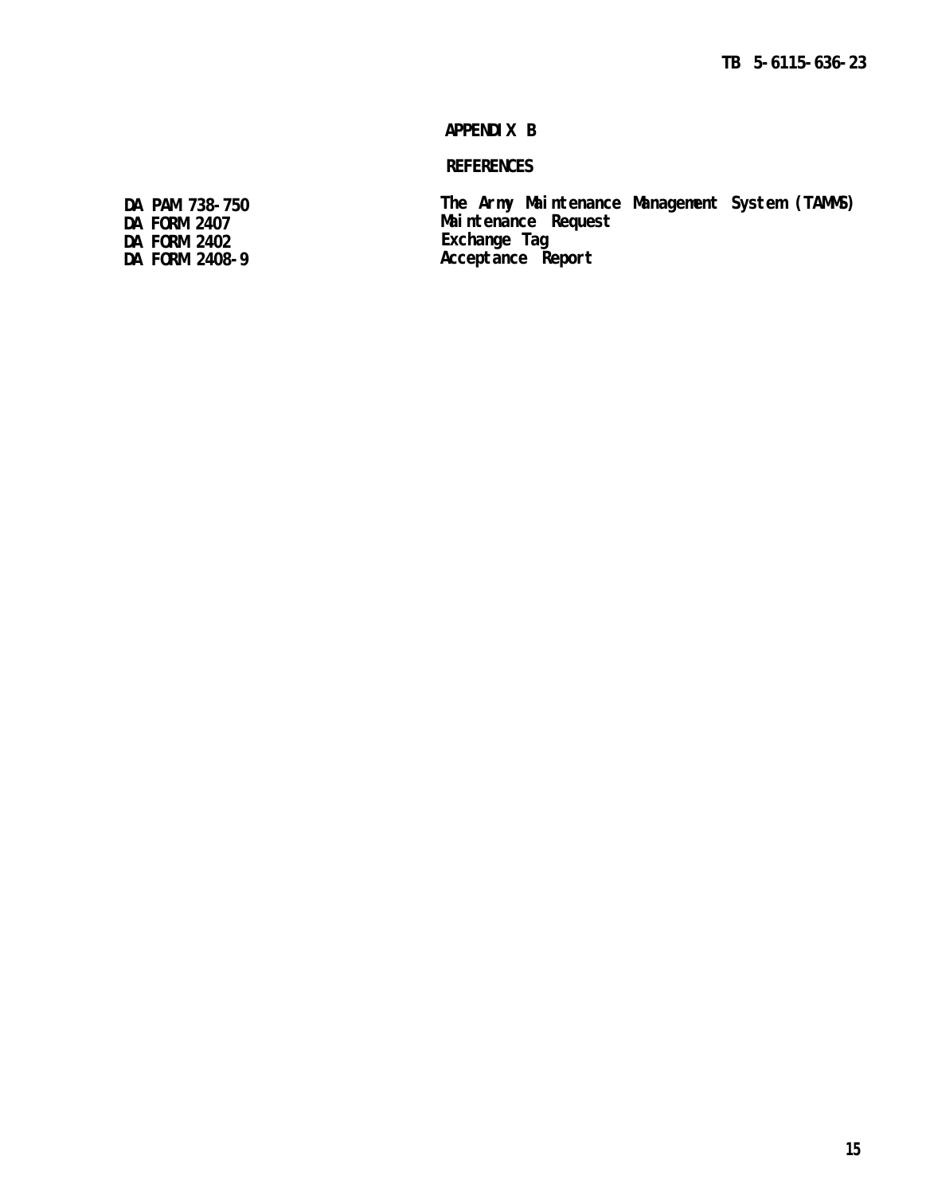# APPENDIX B

## REFERENCES

| | |
|---|---|
| DA PAM 738-750 | The Army Maintenance Management System (TAMMS) |
| DA FORM 2407 | Maintenance Request |
| DA FORM 2402 | Exchange Tag |
| DA FORM 2408-9 | Acceptance Report |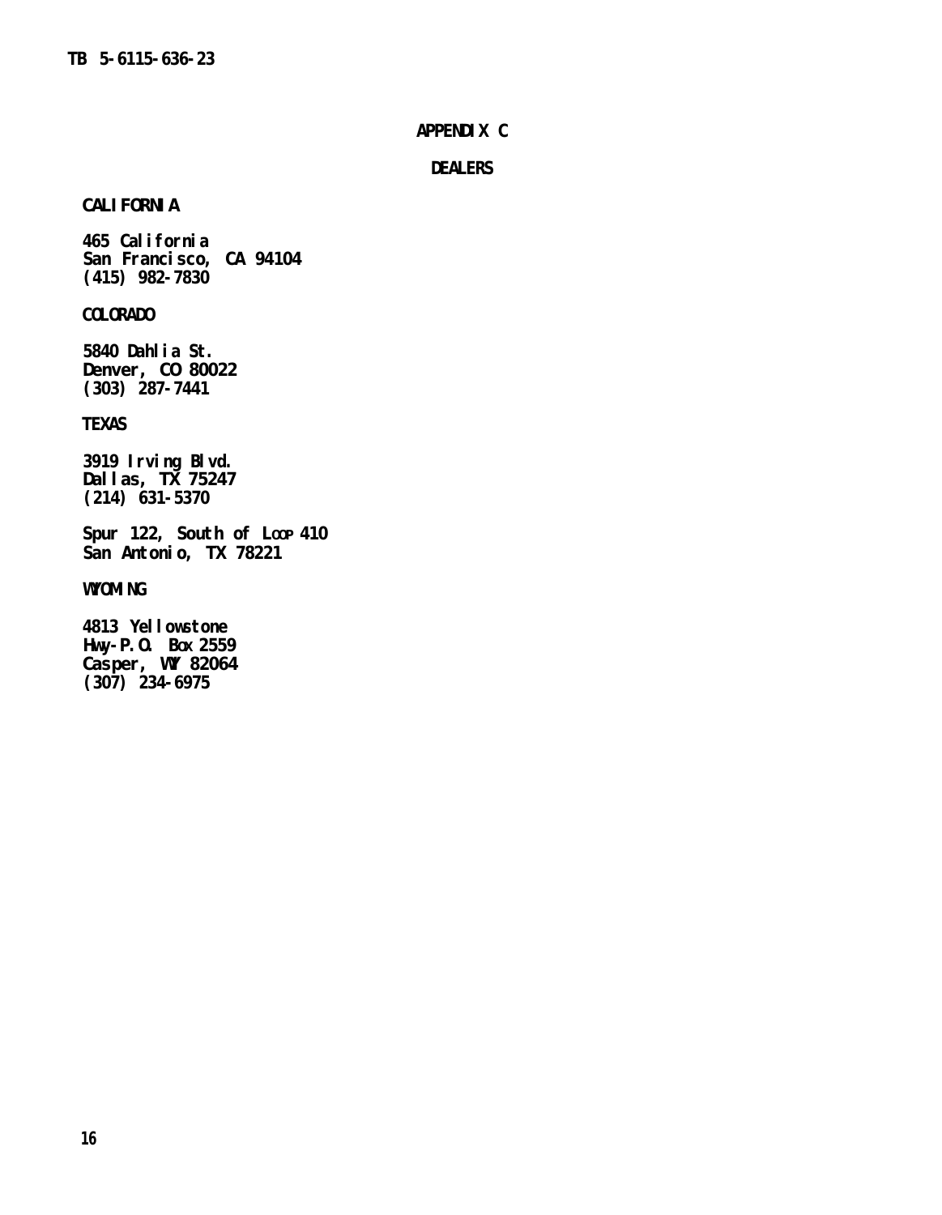# APPENDIX C

## DEALERS

### CALIFORNIA

465 California
San Francisco, CA 94104
(415) 982-7830

### COLORADO

5840 Dahlia St.
Denver, CO 80022
(303) 287-7441

### TEXAS

3919 Irving Blvd.
Dallas, TX 75247
(214) 631-5370

Spur 122, South of Loop 410
San Antonio, TX 78221

### WYOMING

4813 Yellowstone
Hwy-P.O. Box 2559
Casper, WY 82064
(307) 234-6975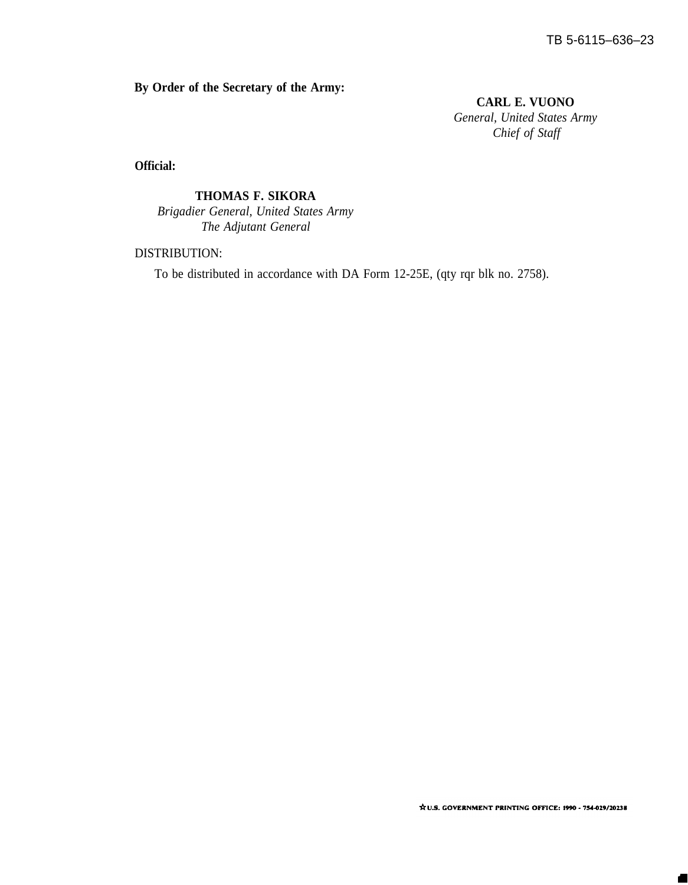**By Order of the Secretary of the Army:**

**CARL E. VUONO**
*General, United States Army*
*Chief of Staff*

**Official:**

**THOMAS F. SIKORA**
*Brigadier General, United States Army*
*The Adjutant General*

DISTRIBUTION:

To be distributed in accordance with DA Form 12-25E, (qty rqr blk no. 2758).

☆U.S. GOVERNMENT PRINTING OFFICE: 1990 - 754-029/20238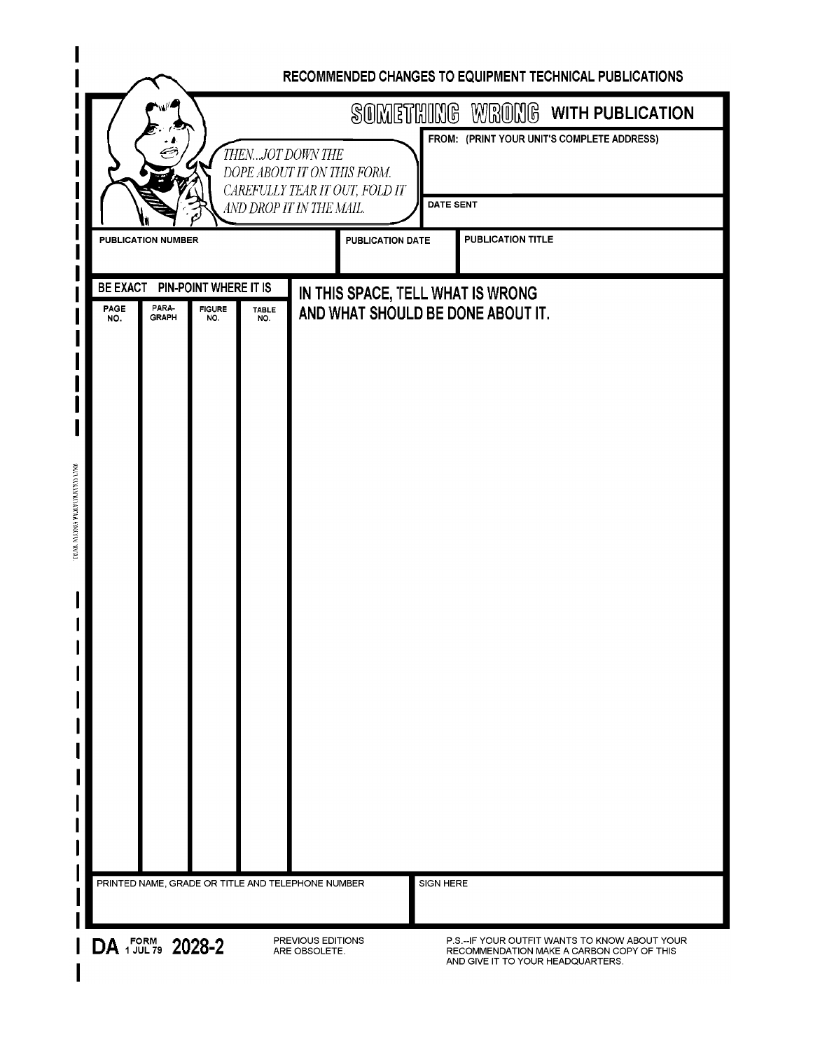# RECOMMENDED CHANGES TO EQUIPMENT TECHNICAL PUBLICATIONS

## SOMETHING WRONG WITH PUBLICATION

*THEN...JOT DOWN THE DOPE ABOUT IT ON THIS FORM. CAREFULLY TEAR IT OUT, FOLD IT AND DROP IT IN THE MAIL.*

FROM: (PRINT YOUR UNIT'S COMPLETE ADDRESS)

DATE SENT

| PUBLICATION NUMBER | PUBLICATION DATE | PUBLICATION TITLE |
|---|---|---|
| | | |

**BE EXACT PIN-POINT WHERE IT IS**

| PAGE NO. | PARA-GRAPH | FIGURE NO. | TABLE NO. |
|---|---|---|---|
| | | | |

**IN THIS SPACE, TELL WHAT IS WRONG AND WHAT SHOULD BE DONE ABOUT IT.**

| PRINTED NAME, GRADE OR TITLE AND TELEPHONE NUMBER | SIGN HERE |
|---|---|
| | |

TEAR ALONG PERFORATED LINE

**DA FORM 1 JUL 79 2028-2**

PREVIOUS EDITIONS ARE OBSOLETE.

P.S.--IF YOUR OUTFIT WANTS TO KNOW ABOUT YOUR RECOMMENDATION MAKE A CARBON COPY OF THIS AND GIVE IT TO YOUR HEADQUARTERS.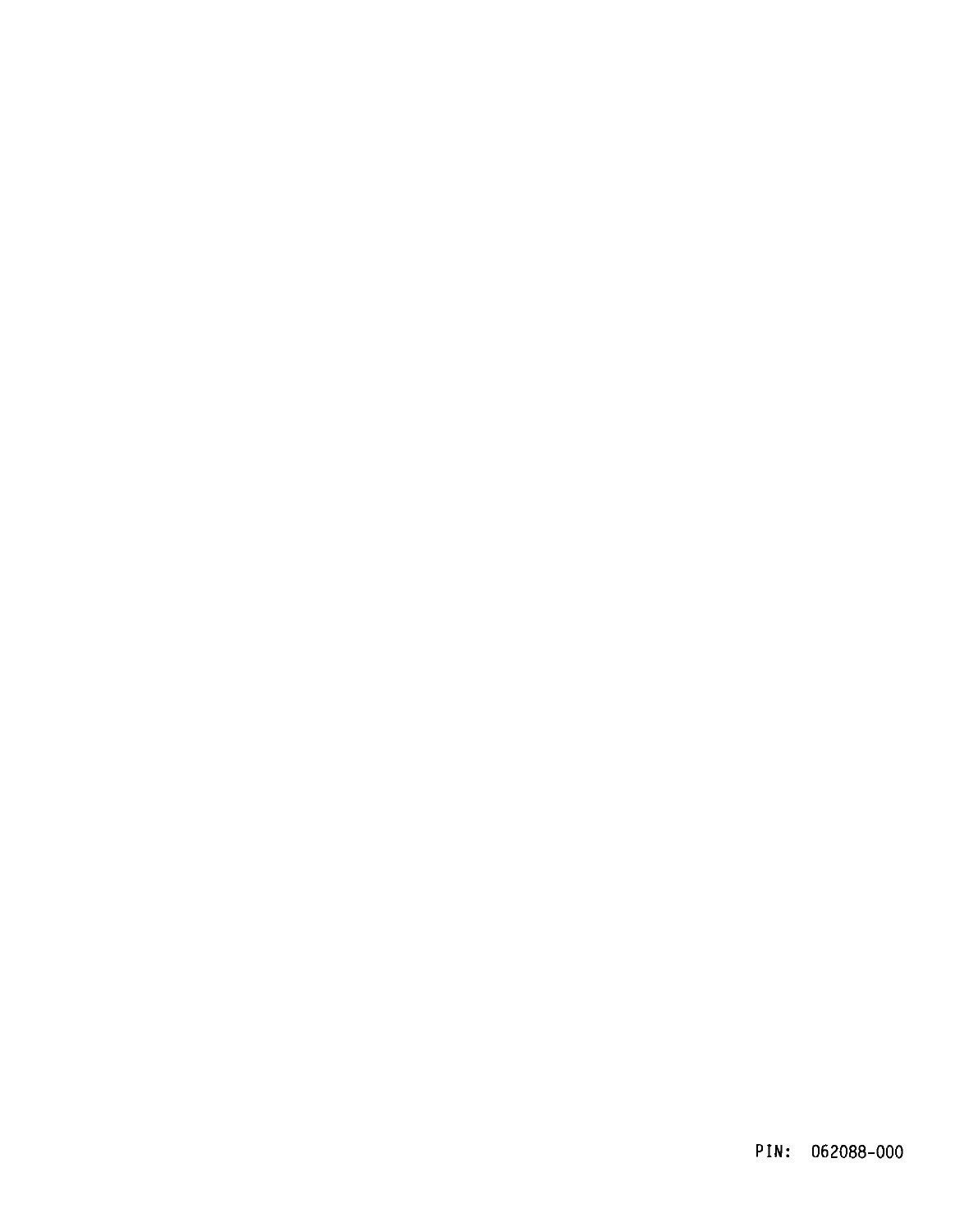PIN: 062088-000